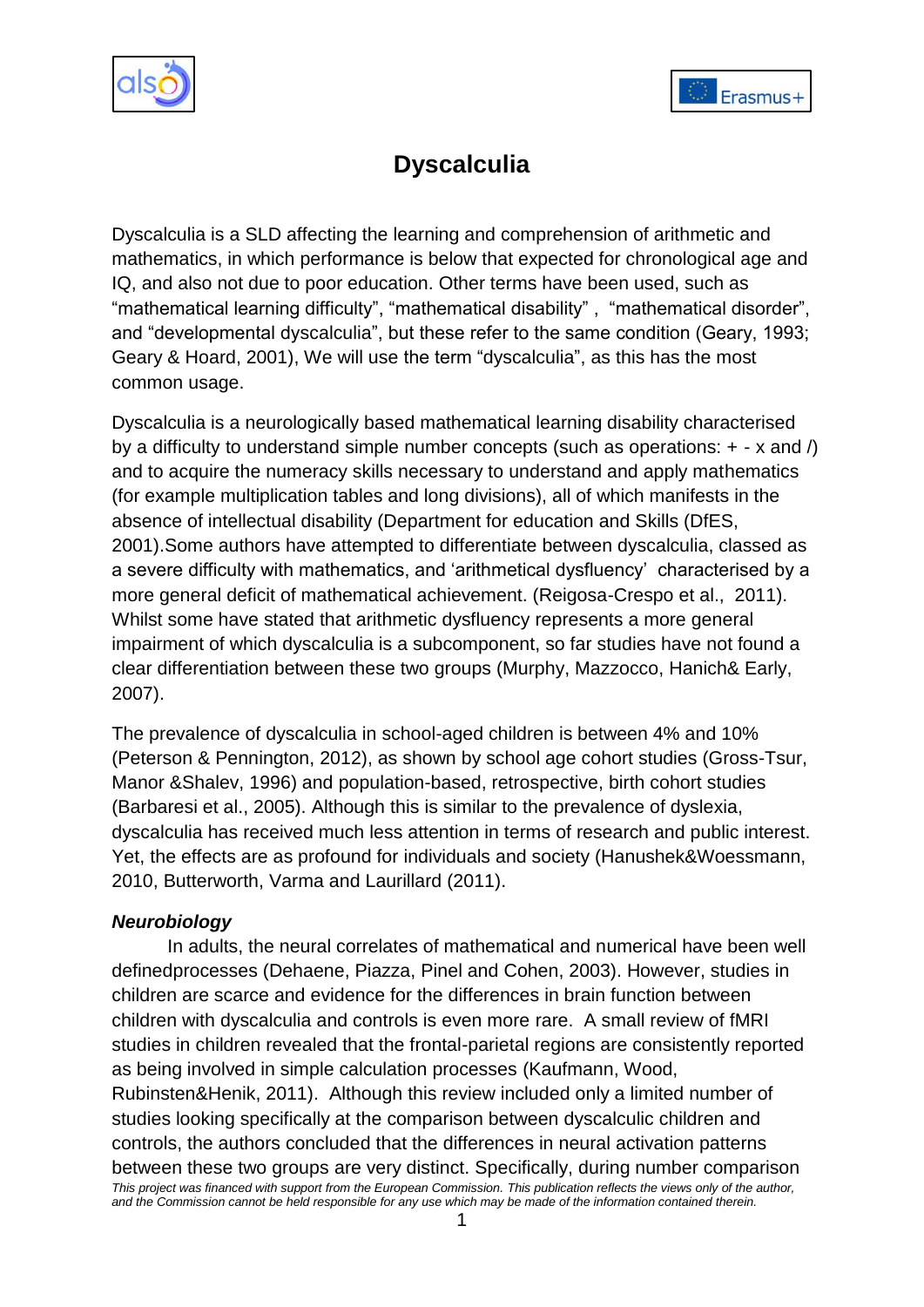# Dyscalculia

Dyscalculia is a SLD affecting the learning and comprehension of arithmetic and mathematics, in which performance is below that expected for chronological age and IQ, and also not due to poor education. Other terms have been used, such as "mathematical learning difficulty", "mathematical disability" , "mathematical disorder", and "developmental dyscalculia", but these refer to the same condition (Geary, 1993; Geary & Hoard, 2001), We will use the term "dyscalculia", as this has the most common usage.

Dyscalculia is a neurologically based mathematical learning disability characterised by a difficulty to understand simple number concepts (such as operations: + - x and /) and to acquire the numeracy skills necessary to understand and apply mathematics (for example multiplication tables and long divisions), all of which manifests in the absence of intellectual disability (Department for education and Skills (DfES, 2001).Some authors have attempted to differentiate between dyscalculia, classed as a severe difficulty with mathematics, and 'arithmetical dysfluency' characterised by a more general deficit of mathematical achievement. (Reigosa-Crespo et al., 2011). Whilst some have stated that arithmetic dysfluency represents a more general impairment of which dyscalculia is a subcomponent, so far studies have not found a clear differentiation between these two groups (Murphy, Mazzocco, Hanich& Early, 2007).

The prevalence of dyscalculia in school-aged children is between 4% and 10% (Peterson & Pennington, 2012), as shown by school age cohort studies (Gross-Tsur, Manor &Shalev, 1996) and population-based, retrospective, birth cohort studies (Barbaresi et al., 2005). Although this is similar to the prevalence of dyslexia, dyscalculia has received much less attention in terms of research and public interest. Yet, the effects are as profound for individuals and society (Hanushek&Woessmann, 2010, Butterworth, Varma and Laurillard (2011).

### *Neurobiology*

In adults, the neural correlates of mathematical and numerical have been well definedprocesses (Dehaene, Piazza, Pinel and Cohen, 2003). However, studies in children are scarce and evidence for the differences in brain function between children with dyscalculia and controls is even more rare. A small review of fMRI studies in children revealed that the frontal-parietal regions are consistently reported as being involved in simple calculation processes (Kaufmann, Wood, Rubinsten&Henik, 2011). Although this review included only a limited number of studies looking specifically at the comparison between dyscalculic children and controls, the authors concluded that the differences in neural activation patterns between these two groups are very distinct. Specifically, during number comparison

*This project was financed with support from the European Commission. This publication reflects the views only of the author, and the Commission cannot be held responsible for any use which may be made of the information contained therein.*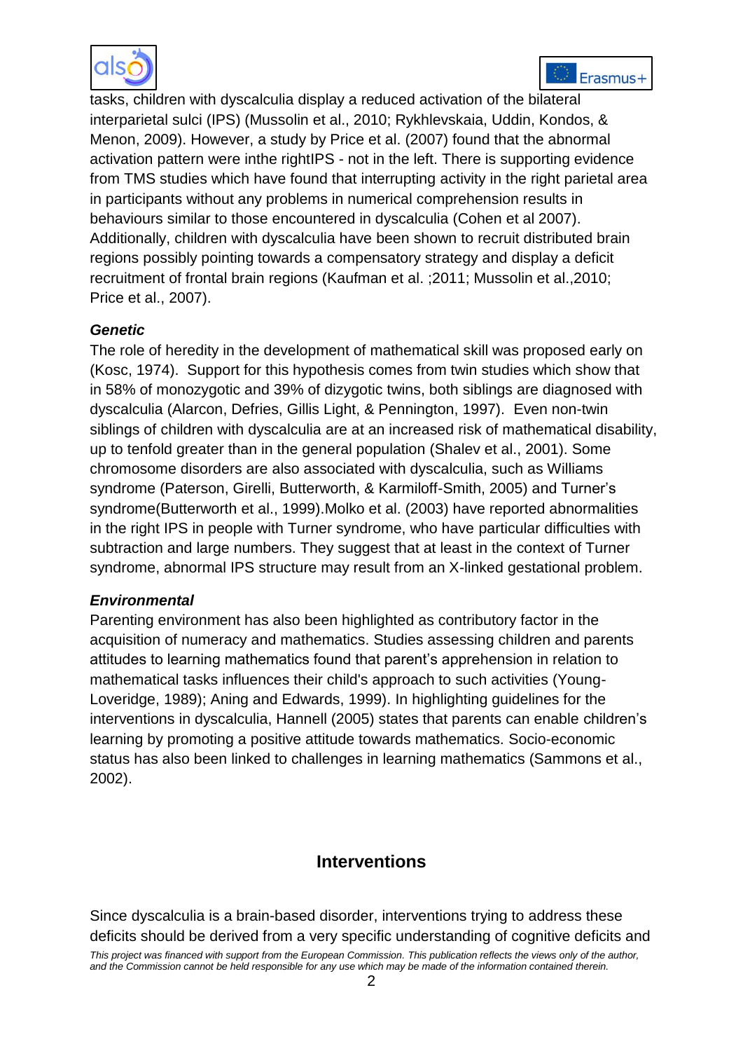tasks, children with dyscalculia display a reduced activation of the bilateral interparietal sulci (IPS) (Mussolin et al., 2010; Rykhlevskaia, Uddin, Kondos, & Menon, 2009). However, a study by Price et al. (2007) found that the abnormal activation pattern were inthe rightIPS - not in the left. There is supporting evidence from TMS studies which have found that interrupting activity in the right parietal area in participants without any problems in numerical comprehension results in behaviours similar to those encountered in dyscalculia (Cohen et al 2007). Additionally, children with dyscalculia have been shown to recruit distributed brain regions possibly pointing towards a compensatory strategy and display a deficit recruitment of frontal brain regions (Kaufman et al. ;2011; Mussolin et al.,2010; Price et al., 2007).

***Genetic***

The role of heredity in the development of mathematical skill was proposed early on (Kosc, 1974). Support for this hypothesis comes from twin studies which show that in 58% of monozygotic and 39% of dizygotic twins, both siblings are diagnosed with dyscalculia (Alarcon, Defries, Gillis Light, & Pennington, 1997). Even non-twin siblings of children with dyscalculia are at an increased risk of mathematical disability, up to tenfold greater than in the general population (Shalev et al., 2001). Some chromosome disorders are also associated with dyscalculia, such as Williams syndrome (Paterson, Girelli, Butterworth, & Karmiloff-Smith, 2005) and Turner's syndrome(Butterworth et al., 1999).Molko et al. (2003) have reported abnormalities in the right IPS in people with Turner syndrome, who have particular difficulties with subtraction and large numbers. They suggest that at least in the context of Turner syndrome, abnormal IPS structure may result from an X-linked gestational problem.

***Environmental***

Parenting environment has also been highlighted as contributory factor in the acquisition of numeracy and mathematics. Studies assessing children and parents attitudes to learning mathematics found that parent's apprehension in relation to mathematical tasks influences their child's approach to such activities (Young-Loveridge, 1989); Aning and Edwards, 1999). In highlighting guidelines for the interventions in dyscalculia, Hannell (2005) states that parents can enable children's learning by promoting a positive attitude towards mathematics. Socio-economic status has also been linked to challenges in learning mathematics (Sammons et al., 2002).

## Interventions

Since dyscalculia is a brain-based disorder, interventions trying to address these deficits should be derived from a very specific understanding of cognitive deficits and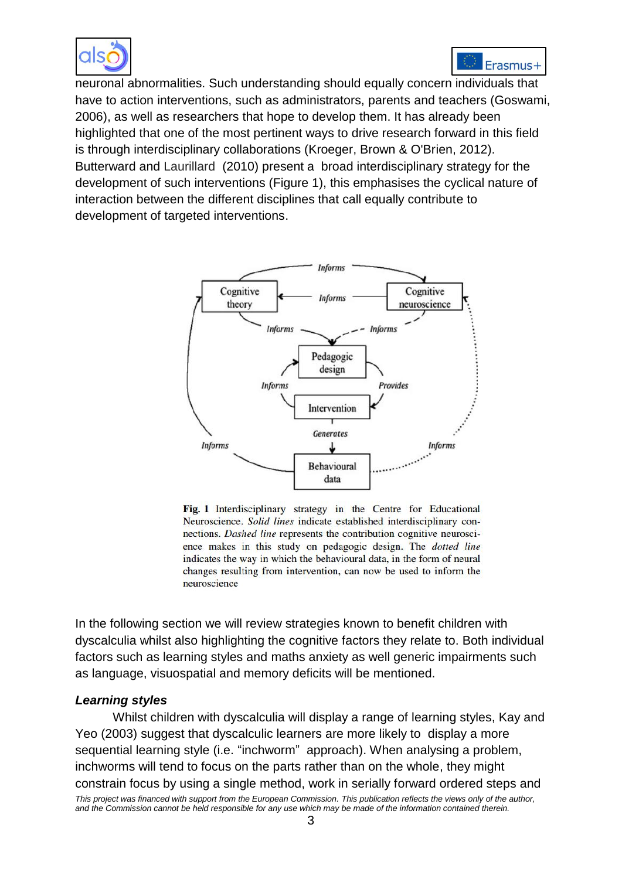neuronal abnormalities. Such understanding should equally concern individuals that have to action interventions, such as administrators, parents and teachers (Goswami, 2006), as well as researchers that hope to develop them. It has already been highlighted that one of the most pertinent ways to drive research forward in this field is through interdisciplinary collaborations (Kroeger, Brown & O'Brien, 2012). Butterward and Laurillard (2010) present a broad interdisciplinary strategy for the development of such interventions (Figure 1), this emphasises the cyclical nature of interaction between the different disciplines that call equally contribute to development of targeted interventions.

**Fig. 1** Interdisciplinary strategy in the Centre for Educational Neuroscience. *Solid lines* indicate established interdisciplinary connections. *Dashed line* represents the contribution cognitive neuroscience makes in this study on pedagogic design. The *dotted line* indicates the way in which the behavioural data, in the form of neural changes resulting from intervention, can now be used to inform the neuroscience

In the following section we will review strategies known to benefit children with dyscalculia whilst also highlighting the cognitive factors they relate to. Both individual factors such as learning styles and maths anxiety as well generic impairments such as language, visuospatial and memory deficits will be mentioned.

### *Learning styles*

Whilst children with dyscalculia will display a range of learning styles, Kay and Yeo (2003) suggest that dyscalculic learners are more likely to display a more sequential learning style (i.e. "inchworm" approach). When analysing a problem, inchworms will tend to focus on the parts rather than on the whole, they might constrain focus by using a single method, work in serially forward ordered steps and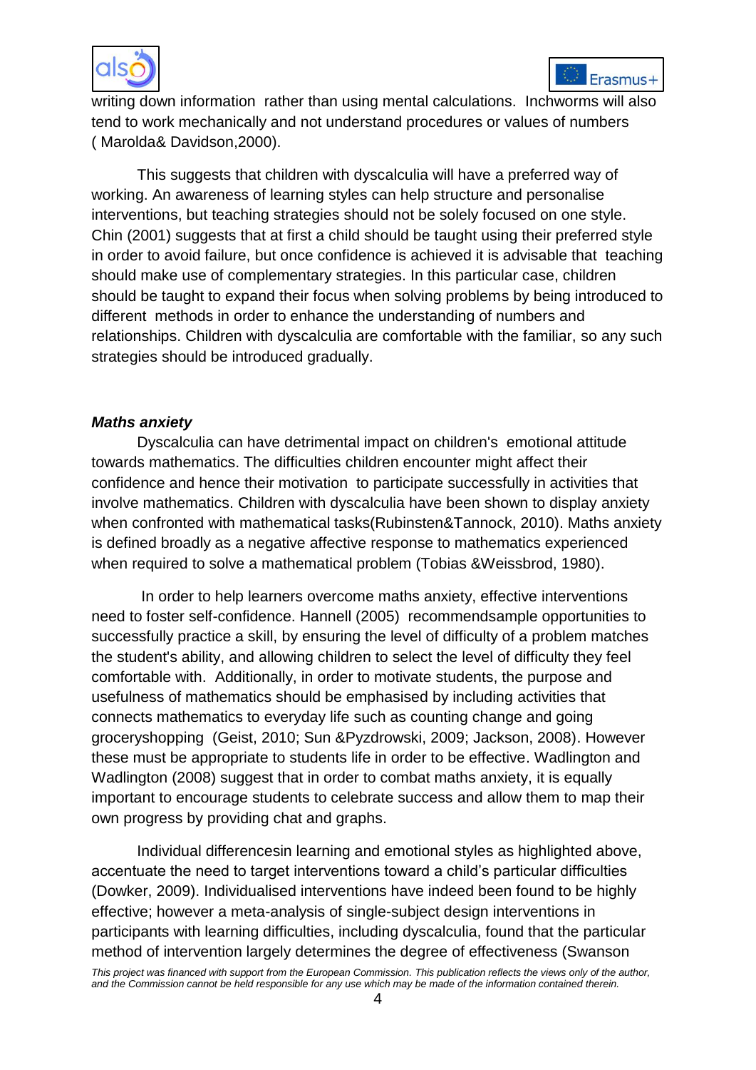writing down information rather than using mental calculations. Inchworms will also tend to work mechanically and not understand procedures or values of numbers ( Marolda& Davidson,2000).

This suggests that children with dyscalculia will have a preferred way of working. An awareness of learning styles can help structure and personalise interventions, but teaching strategies should not be solely focused on one style. Chin (2001) suggests that at first a child should be taught using their preferred style in order to avoid failure, but once confidence is achieved it is advisable that teaching should make use of complementary strategies. In this particular case, children should be taught to expand their focus when solving problems by being introduced to different methods in order to enhance the understanding of numbers and relationships. Children with dyscalculia are comfortable with the familiar, so any such strategies should be introduced gradually.

***Maths anxiety***

Dyscalculia can have detrimental impact on children's emotional attitude towards mathematics. The difficulties children encounter might affect their confidence and hence their motivation to participate successfully in activities that involve mathematics. Children with dyscalculia have been shown to display anxiety when confronted with mathematical tasks(Rubinsten&Tannock, 2010). Maths anxiety is defined broadly as a negative affective response to mathematics experienced when required to solve a mathematical problem (Tobias &Weissbrod, 1980).

In order to help learners overcome maths anxiety, effective interventions need to foster self-confidence. Hannell (2005) recommendsample opportunities to successfully practice a skill, by ensuring the level of difficulty of a problem matches the student's ability, and allowing children to select the level of difficulty they feel comfortable with. Additionally, in order to motivate students, the purpose and usefulness of mathematics should be emphasised by including activities that connects mathematics to everyday life such as counting change and going groceryshopping (Geist, 2010; Sun &Pyzdrowski, 2009; Jackson, 2008). However these must be appropriate to students life in order to be effective. Wadlington and Wadlington (2008) suggest that in order to combat maths anxiety, it is equally important to encourage students to celebrate success and allow them to map their own progress by providing chat and graphs.

Individual differencesin learning and emotional styles as highlighted above, accentuate the need to target interventions toward a child's particular difficulties (Dowker, 2009). Individualised interventions have indeed been found to be highly effective; however a meta-analysis of single-subject design interventions in participants with learning difficulties, including dyscalculia, found that the particular method of intervention largely determines the degree of effectiveness (Swanson

*This project was financed with support from the European Commission. This publication reflects the views only of the author, and the Commission cannot be held responsible for any use which may be made of the information contained therein.*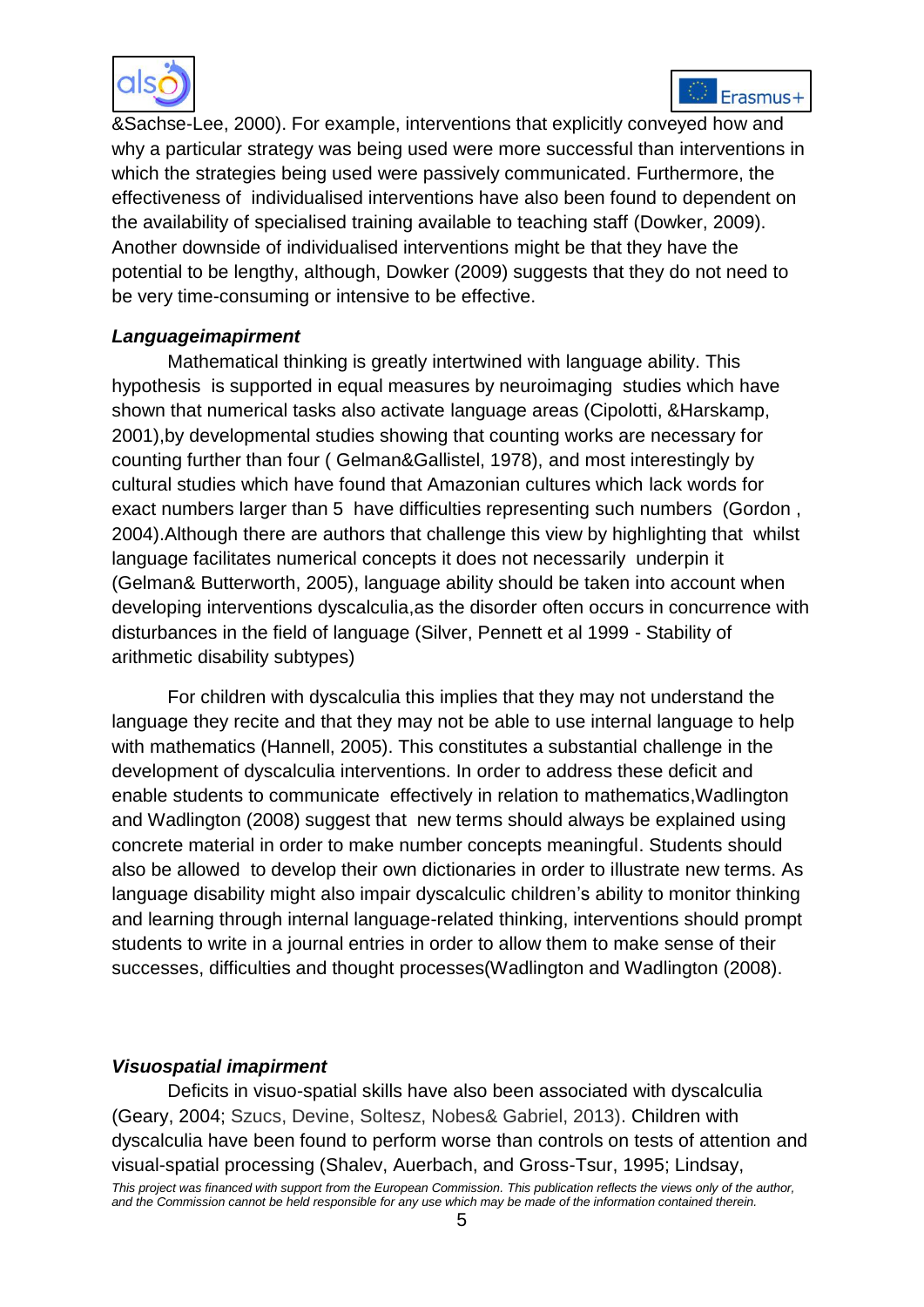&Sachse-Lee, 2000). For example, interventions that explicitly conveyed how and why a particular strategy was being used were more successful than interventions in which the strategies being used were passively communicated. Furthermore, the effectiveness of individualised interventions have also been found to dependent on the availability of specialised training available to teaching staff (Dowker, 2009). Another downside of individualised interventions might be that they have the potential to be lengthy, although, Dowker (2009) suggests that they do not need to be very time-consuming or intensive to be effective.

***Languageimapirment***

Mathematical thinking is greatly intertwined with language ability. This hypothesis is supported in equal measures by neuroimaging studies which have shown that numerical tasks also activate language areas (Cipolotti, &Harskamp, 2001),by developmental studies showing that counting works are necessary for counting further than four ( Gelman&Gallistel, 1978), and most interestingly by cultural studies which have found that Amazonian cultures which lack words for exact numbers larger than 5 have difficulties representing such numbers (Gordon , 2004).Although there are authors that challenge this view by highlighting that whilst language facilitates numerical concepts it does not necessarily underpin it (Gelman& Butterworth, 2005), language ability should be taken into account when developing interventions dyscalculia,as the disorder often occurs in concurrence with disturbances in the field of language (Silver, Pennett et al 1999 - Stability of arithmetic disability subtypes)

For children with dyscalculia this implies that they may not understand the language they recite and that they may not be able to use internal language to help with mathematics (Hannell, 2005). This constitutes a substantial challenge in the development of dyscalculia interventions. In order to address these deficit and enable students to communicate effectively in relation to mathematics,Wadlington and Wadlington (2008) suggest that new terms should always be explained using concrete material in order to make number concepts meaningful. Students should also be allowed to develop their own dictionaries in order to illustrate new terms. As language disability might also impair dyscalculic children's ability to monitor thinking and learning through internal language-related thinking, interventions should prompt students to write in a journal entries in order to allow them to make sense of their successes, difficulties and thought processes(Wadlington and Wadlington (2008).

***Visuospatial imapirment***

Deficits in visuo-spatial skills have also been associated with dyscalculia (Geary, 2004; Szucs, Devine, Soltesz, Nobes& Gabriel, 2013). Children with dyscalculia have been found to perform worse than controls on tests of attention and visual-spatial processing (Shalev, Auerbach, and Gross-Tsur, 1995; Lindsay,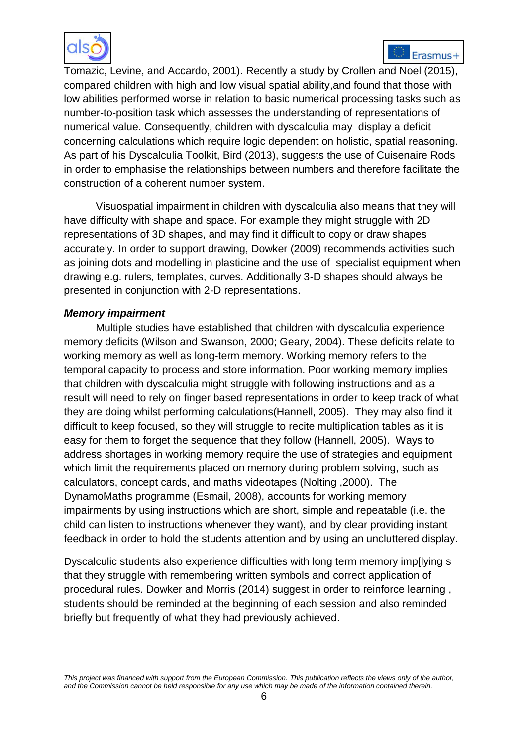Tomazic, Levine, and Accardo, 2001). Recently a study by Crollen and Noel (2015), compared children with high and low visual spatial ability,and found that those with low abilities performed worse in relation to basic numerical processing tasks such as number-to-position task which assesses the understanding of representations of numerical value. Consequently, children with dyscalculia may display a deficit concerning calculations which require logic dependent on holistic, spatial reasoning. As part of his Dyscalculia Toolkit, Bird (2013), suggests the use of Cuisenaire Rods in order to emphasise the relationships between numbers and therefore facilitate the construction of a coherent number system.

Visuospatial impairment in children with dyscalculia also means that they will have difficulty with shape and space. For example they might struggle with 2D representations of 3D shapes, and may find it difficult to copy or draw shapes accurately. In order to support drawing, Dowker (2009) recommends activities such as joining dots and modelling in plasticine and the use of specialist equipment when drawing e.g. rulers, templates, curves. Additionally 3-D shapes should always be presented in conjunction with 2-D representations.

***Memory impairment***

Multiple studies have established that children with dyscalculia experience memory deficits (Wilson and Swanson, 2000; Geary, 2004). These deficits relate to working memory as well as long-term memory. Working memory refers to the temporal capacity to process and store information. Poor working memory implies that children with dyscalculia might struggle with following instructions and as a result will need to rely on finger based representations in order to keep track of what they are doing whilst performing calculations(Hannell, 2005). They may also find it difficult to keep focused, so they will struggle to recite multiplication tables as it is easy for them to forget the sequence that they follow (Hannell, 2005). Ways to address shortages in working memory require the use of strategies and equipment which limit the requirements placed on memory during problem solving, such as calculators, concept cards, and maths videotapes (Nolting ,2000). The DynamoMaths programme (Esmail, 2008), accounts for working memory impairments by using instructions which are short, simple and repeatable (i.e. the child can listen to instructions whenever they want), and by clear providing instant feedback in order to hold the students attention and by using an uncluttered display.

Dyscalculic students also experience difficulties with long term memory imp[lying s that they struggle with remembering written symbols and correct application of procedural rules. Dowker and Morris (2014) suggest in order to reinforce learning , students should be reminded at the beginning of each session and also reminded briefly but frequently of what they had previously achieved.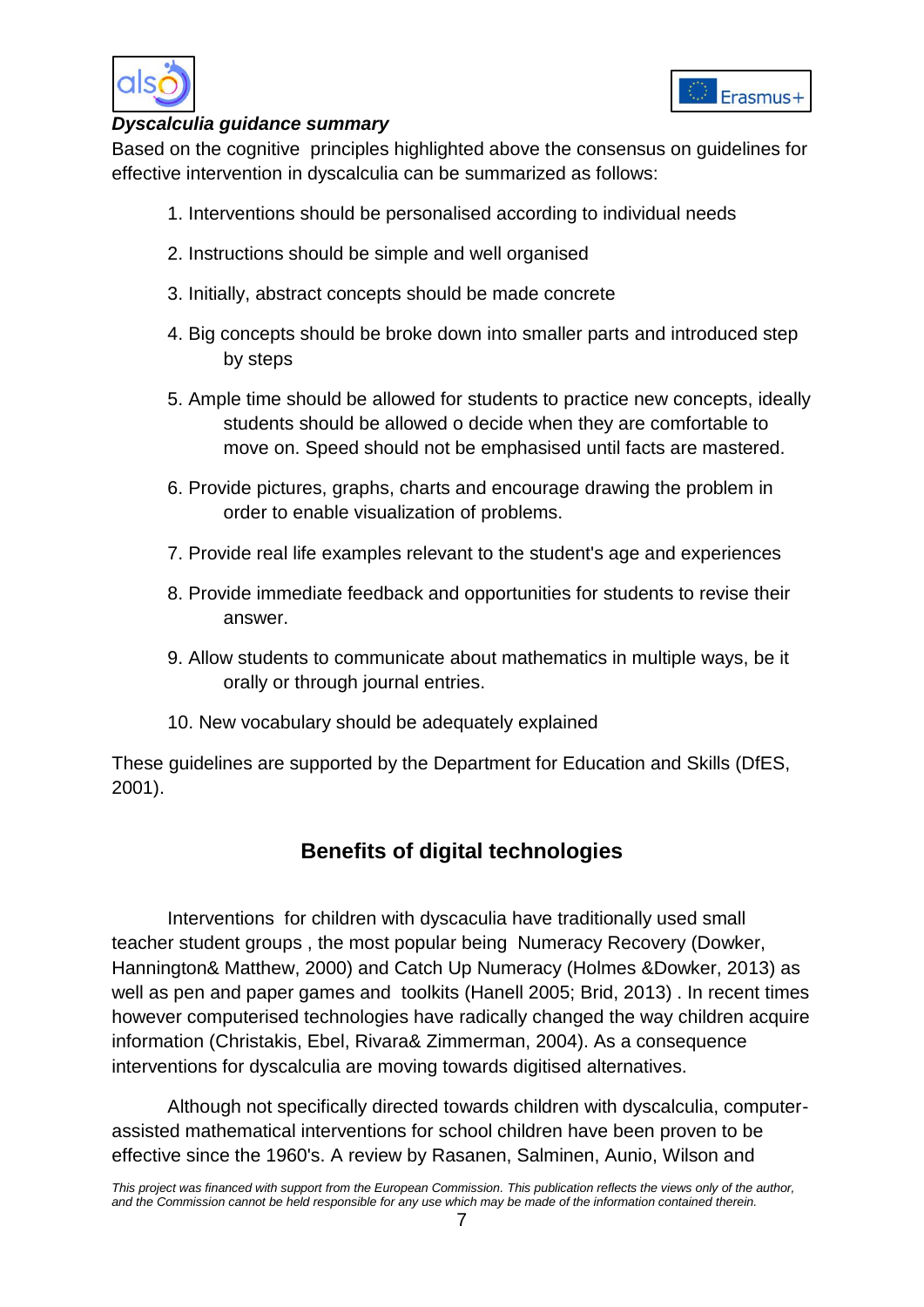***Dyscalculia guidance summary***

Based on the cognitive principles highlighted above the consensus on guidelines for effective intervention in dyscalculia can be summarized as follows:

1. Interventions should be personalised according to individual needs
2. Instructions should be simple and well organised
3. Initially, abstract concepts should be made concrete
4. Big concepts should be broke down into smaller parts and introduced step by steps
5. Ample time should be allowed for students to practice new concepts, ideally students should be allowed o decide when they are comfortable to move on. Speed should not be emphasised until facts are mastered.
6. Provide pictures, graphs, charts and encourage drawing the problem in order to enable visualization of problems.
7. Provide real life examples relevant to the student's age and experiences
8. Provide immediate feedback and opportunities for students to revise their answer.
9. Allow students to communicate about mathematics in multiple ways, be it orally or through journal entries.
10. New vocabulary should be adequately explained

These guidelines are supported by the Department for Education and Skills (DfES, 2001).

## Benefits of digital technologies

Interventions for children with dyscaculia have traditionally used small teacher student groups , the most popular being Numeracy Recovery (Dowker, Hannington& Matthew, 2000) and Catch Up Numeracy (Holmes &Dowker, 2013) as well as pen and paper games and toolkits (Hanell 2005; Brid, 2013) . In recent times however computerised technologies have radically changed the way children acquire information (Christakis, Ebel, Rivara& Zimmerman, 2004). As a consequence interventions for dyscalculia are moving towards digitised alternatives.

Although not specifically directed towards children with dyscalculia, computer-assisted mathematical interventions for school children have been proven to be effective since the 1960's. A review by Rasanen, Salminen, Aunio, Wilson and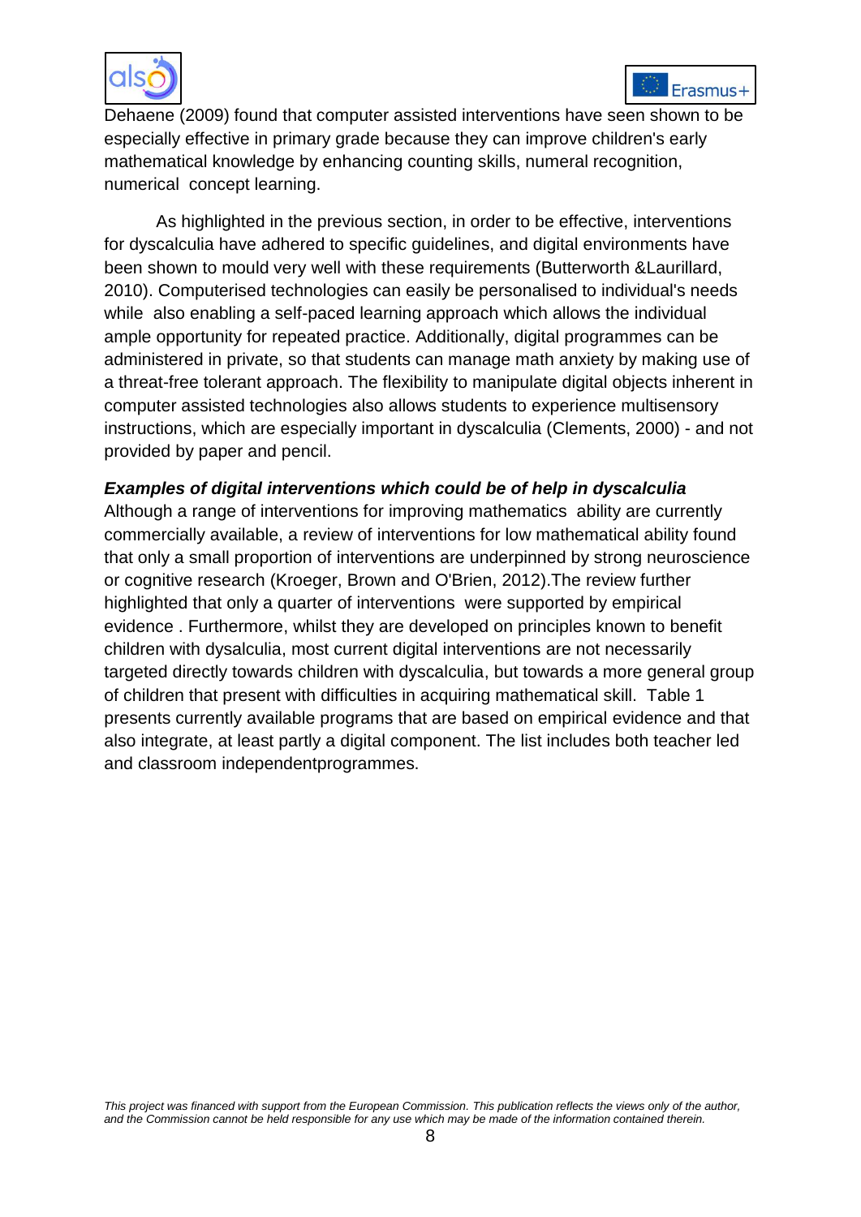Dehaene (2009) found that computer assisted interventions have seen shown to be especially effective in primary grade because they can improve children's early mathematical knowledge by enhancing counting skills, numeral recognition, numerical concept learning.

As highlighted in the previous section, in order to be effective, interventions for dyscalculia have adhered to specific guidelines, and digital environments have been shown to mould very well with these requirements (Butterworth &Laurillard, 2010). Computerised technologies can easily be personalised to individual's needs while also enabling a self-paced learning approach which allows the individual ample opportunity for repeated practice. Additionally, digital programmes can be administered in private, so that students can manage math anxiety by making use of a threat-free tolerant approach. The flexibility to manipulate digital objects inherent in computer assisted technologies also allows students to experience multisensory instructions, which are especially important in dyscalculia (Clements, 2000) - and not provided by paper and pencil.

***Examples of digital interventions which could be of help in dyscalculia***

Although a range of interventions for improving mathematics ability are currently commercially available, a review of interventions for low mathematical ability found that only a small proportion of interventions are underpinned by strong neuroscience or cognitive research (Kroeger, Brown and O'Brien, 2012).The review further highlighted that only a quarter of interventions were supported by empirical evidence . Furthermore, whilst they are developed on principles known to benefit children with dysalculia, most current digital interventions are not necessarily targeted directly towards children with dyscalculia, but towards a more general group of children that present with difficulties in acquiring mathematical skill. Table 1 presents currently available programs that are based on empirical evidence and that also integrate, at least partly a digital component. The list includes both teacher led and classroom independentprogrammes.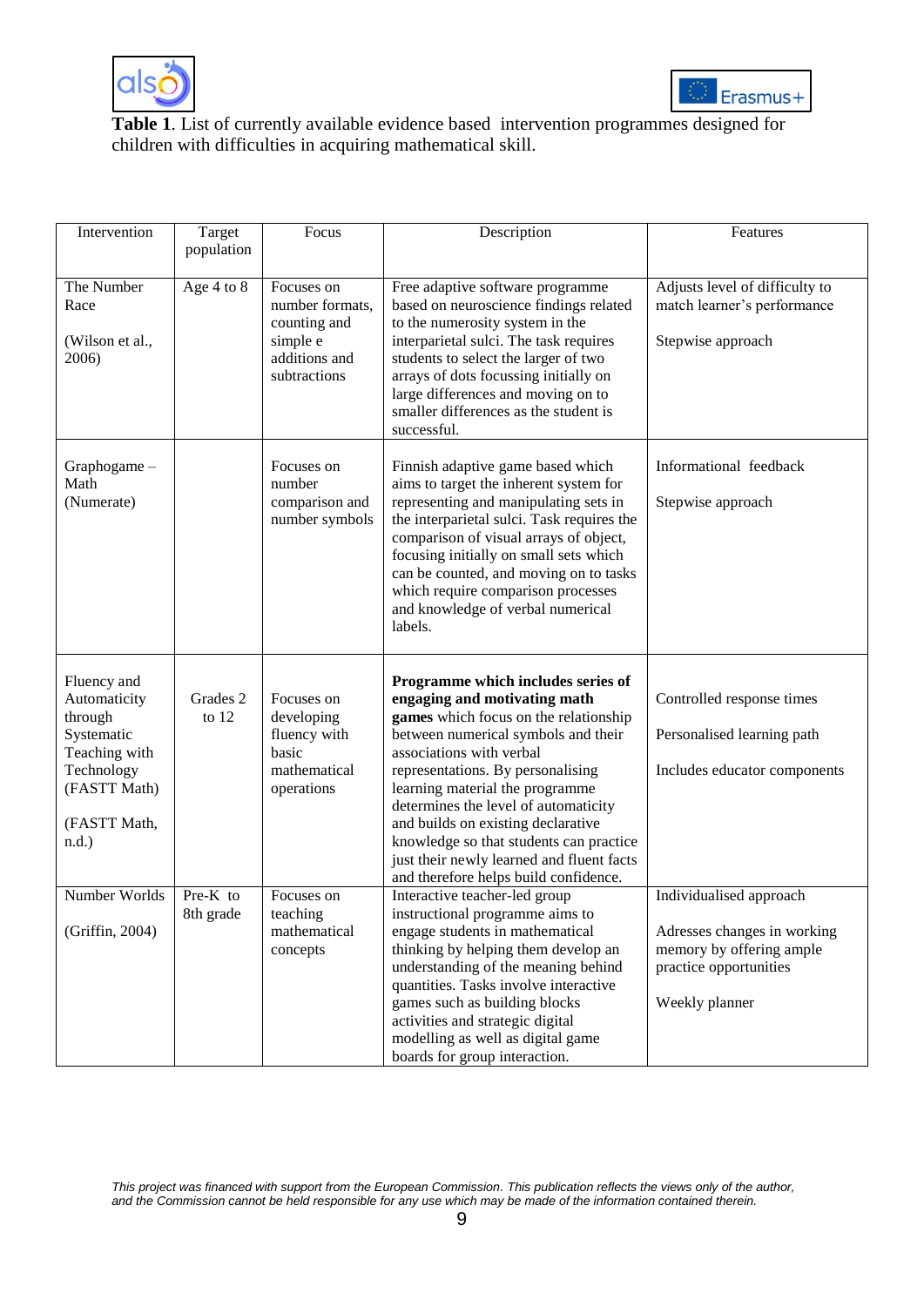**Table 1**. List of currently available evidence based intervention programmes designed for children with difficulties in acquiring mathematical skill.

| Intervention | Target population | Focus | Description | Features |
|---|---|---|---|---|
| The Number Race<br><br>(Wilson et al., 2006) | Age 4 to 8 | Focuses on number formats, counting and simple e additions and subtractions | Free adaptive software programme based on neuroscience findings related to the numerosity system in the interparietal sulci. The task requires students to select the larger of two arrays of dots focussing initially on large differences and moving on to smaller differences as the student is successful. | Adjusts level of difficulty to match learner's performance<br><br>Stepwise approach |
| Graphogame – Math (Numerate) | | Focuses on number comparison and number symbols | Finnish adaptive game based which aims to target the inherent system for representing and manipulating sets in the interparietal sulci. Task requires the comparison of visual arrays of object, focusing initially on small sets which can be counted, and moving on to tasks which require comparison processes and knowledge of verbal numerical labels. | Informational feedback<br><br>Stepwise approach |
| Fluency and Automaticity through Systematic Teaching with Technology (FASTT Math)<br><br>(FASTT Math, n.d.) | Grades 2 to 12 | Focuses on developing fluency with basic mathematical operations | **Programme which includes series of engaging and motivating math games** which focus on the relationship between numerical symbols and their associations with verbal representations. By personalising learning material the programme determines the level of automaticity and builds on existing declarative knowledge so that students can practice just their newly learned and fluent facts and therefore helps build confidence. | Controlled response times<br><br>Personalised learning path<br><br>Includes educator components |
| Number Worlds<br><br>(Griffin, 2004) | Pre-K to 8th grade | Focuses on teaching mathematical concepts | Interactive teacher-led group instructional programme aims to engage students in mathematical thinking by helping them develop an understanding of the meaning behind quantities. Tasks involve interactive games such as building blocks activities and strategic digital modelling as well as digital game boards for group interaction. | Individualised approach<br><br>Adresses changes in working memory by offering ample practice opportunities<br><br>Weekly planner |

*This project was financed with support from the European Commission. This publication reflects the views only of the author, and the Commission cannot be held responsible for any use which may be made of the information contained therein.*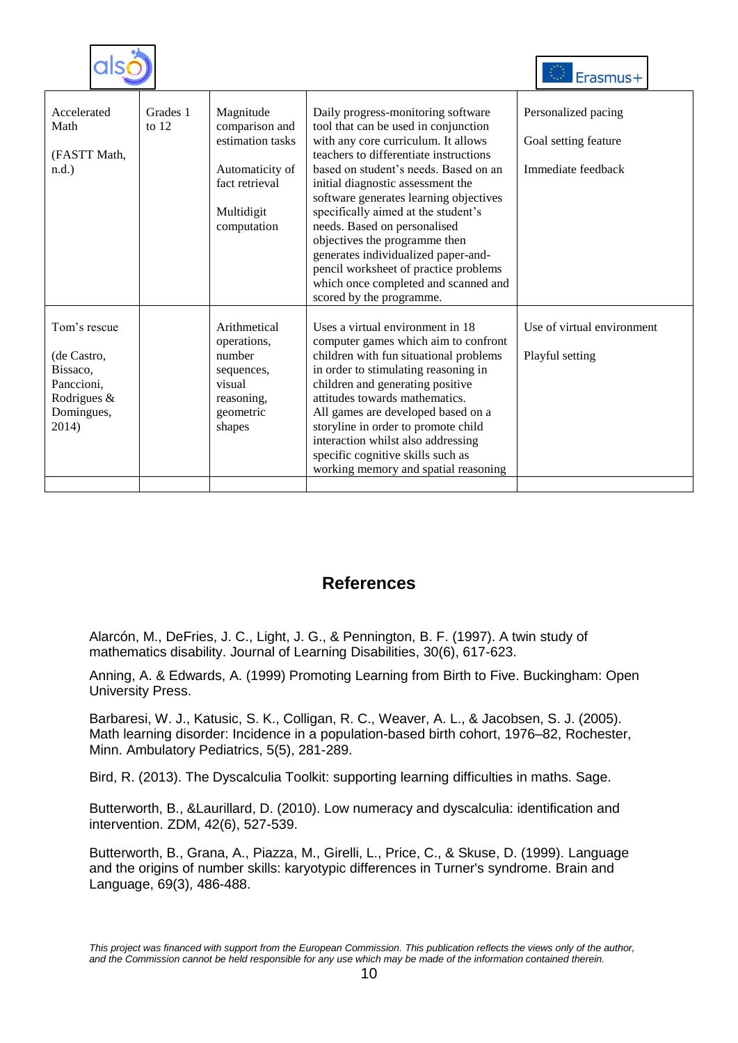| Accelerated Math<br><br>(FASTT Math, n.d.) | Grades 1 to 12 | Magnitude comparison and estimation tasks<br><br>Automaticity of fact retrieval<br><br>Multidigit computation | Daily progress-monitoring software tool that can be used in conjunction with any core curriculum. It allows teachers to differentiate instructions based on student's needs. Based on an initial diagnostic assessment the software generates learning objectives specifically aimed at the student's needs. Based on personalised objectives the programme then generates individualized paper-and-pencil worksheet of practice problems which once completed and scanned and scored by the programme. | Personalized pacing<br><br>Goal setting feature<br><br>Immediate feedback |
|---|---|---|---|---|
| Tom's rescue<br><br>(de Castro, Bissaco, Panccioni, Rodrigues & Domingues, 2014) | | Arithmetical operations, number sequences, visual reasoning, geometric shapes | Uses a virtual environment in 18 computer games which aim to confront children with fun situational problems in order to stimulating reasoning in children and generating positive attitudes towards mathematics.<br>All games are developed based on a storyline in order to promote child interaction whilst also addressing specific cognitive skills such as working memory and spatial reasoning | Use of virtual environment<br><br>Playful setting |
| | | | | |

## References

Alarcón, M., DeFries, J. C., Light, J. G., & Pennington, B. F. (1997). A twin study of mathematics disability. Journal of Learning Disabilities, 30(6), 617-623.

Anning, A. & Edwards, A. (1999) Promoting Learning from Birth to Five. Buckingham: Open University Press.

Barbaresi, W. J., Katusic, S. K., Colligan, R. C., Weaver, A. L., & Jacobsen, S. J. (2005). Math learning disorder: Incidence in a population-based birth cohort, 1976–82, Rochester, Minn. Ambulatory Pediatrics, 5(5), 281-289.

Bird, R. (2013). The Dyscalculia Toolkit: supporting learning difficulties in maths. Sage.

Butterworth, B., &Laurillard, D. (2010). Low numeracy and dyscalculia: identification and intervention. ZDM, 42(6), 527-539.

Butterworth, B., Grana, A., Piazza, M., Girelli, L., Price, C., & Skuse, D. (1999). Language and the origins of number skills: karyotypic differences in Turner's syndrome. Brain and Language, 69(3), 486-488.

*This project was financed with support from the European Commission. This publication reflects the views only of the author, and the Commission cannot be held responsible for any use which may be made of the information contained therein.*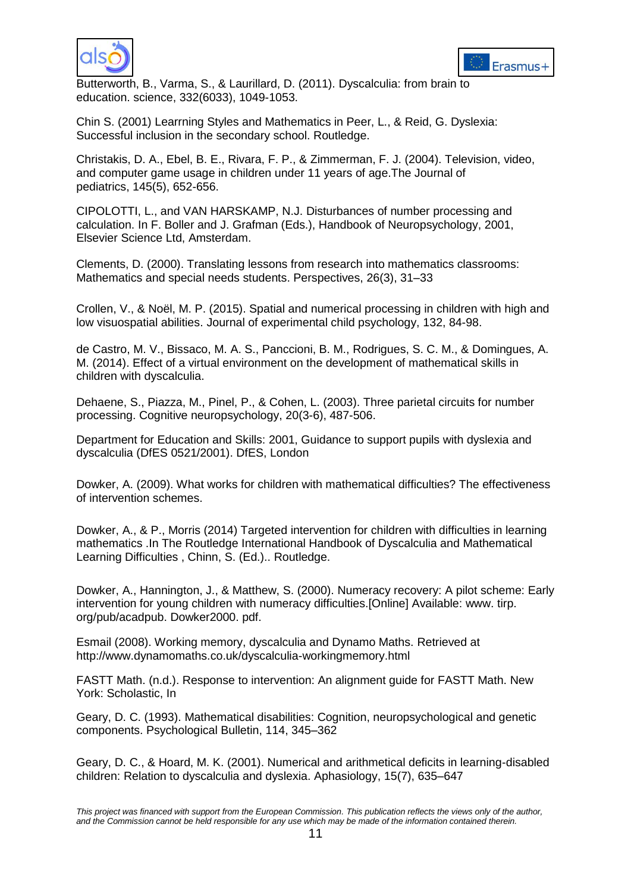Butterworth, B., Varma, S., & Laurillard, D. (2011). Dyscalculia: from brain to education. science, 332(6033), 1049-1053.

Chin S. (2001) Learrning Styles and Mathematics in Peer, L., & Reid, G. Dyslexia: Successful inclusion in the secondary school. Routledge.

Christakis, D. A., Ebel, B. E., Rivara, F. P., & Zimmerman, F. J. (2004). Television, video, and computer game usage in children under 11 years of age.The Journal of pediatrics, 145(5), 652-656.

CIPOLOTTI, L., and VAN HARSKAMP, N.J. Disturbances of number processing and calculation. In F. Boller and J. Grafman (Eds.), Handbook of Neuropsychology, 2001, Elsevier Science Ltd, Amsterdam.

Clements, D. (2000). Translating lessons from research into mathematics classrooms: Mathematics and special needs students. Perspectives, 26(3), 31–33

Crollen, V., & Noël, M. P. (2015). Spatial and numerical processing in children with high and low visuospatial abilities. Journal of experimental child psychology, 132, 84-98.

de Castro, M. V., Bissaco, M. A. S., Panccioni, B. M., Rodrigues, S. C. M., & Domingues, A. M. (2014). Effect of a virtual environment on the development of mathematical skills in children with dyscalculia.

Dehaene, S., Piazza, M., Pinel, P., & Cohen, L. (2003). Three parietal circuits for number processing. Cognitive neuropsychology, 20(3-6), 487-506.

Department for Education and Skills: 2001, Guidance to support pupils with dyslexia and dyscalculia (DfES 0521/2001). DfES, London

Dowker, A. (2009). What works for children with mathematical difficulties? The effectiveness of intervention schemes.

Dowker, A., & P., Morris (2014) Targeted intervention for children with difficulties in learning mathematics .In The Routledge International Handbook of Dyscalculia and Mathematical Learning Difficulties , Chinn, S. (Ed.).. Routledge.

Dowker, A., Hannington, J., & Matthew, S. (2000). Numeracy recovery: A pilot scheme: Early intervention for young children with numeracy difficulties.[Online] Available: www. tirp. org/pub/acadpub. Dowker2000. pdf.

Esmail (2008). Working memory, dyscalculia and Dynamo Maths. Retrieved at http://www.dynamomaths.co.uk/dyscalculia-workingmemory.html

FASTT Math. (n.d.). Response to intervention: An alignment guide for FASTT Math. New York: Scholastic, In

Geary, D. C. (1993). Mathematical disabilities: Cognition, neuropsychological and genetic components. Psychological Bulletin, 114, 345–362

Geary, D. C., & Hoard, M. K. (2001). Numerical and arithmetical deficits in learning-disabled children: Relation to dyscalculia and dyslexia. Aphasiology, 15(7), 635–647

*This project was financed with support from the European Commission. This publication reflects the views only of the author, and the Commission cannot be held responsible for any use which may be made of the information contained therein.*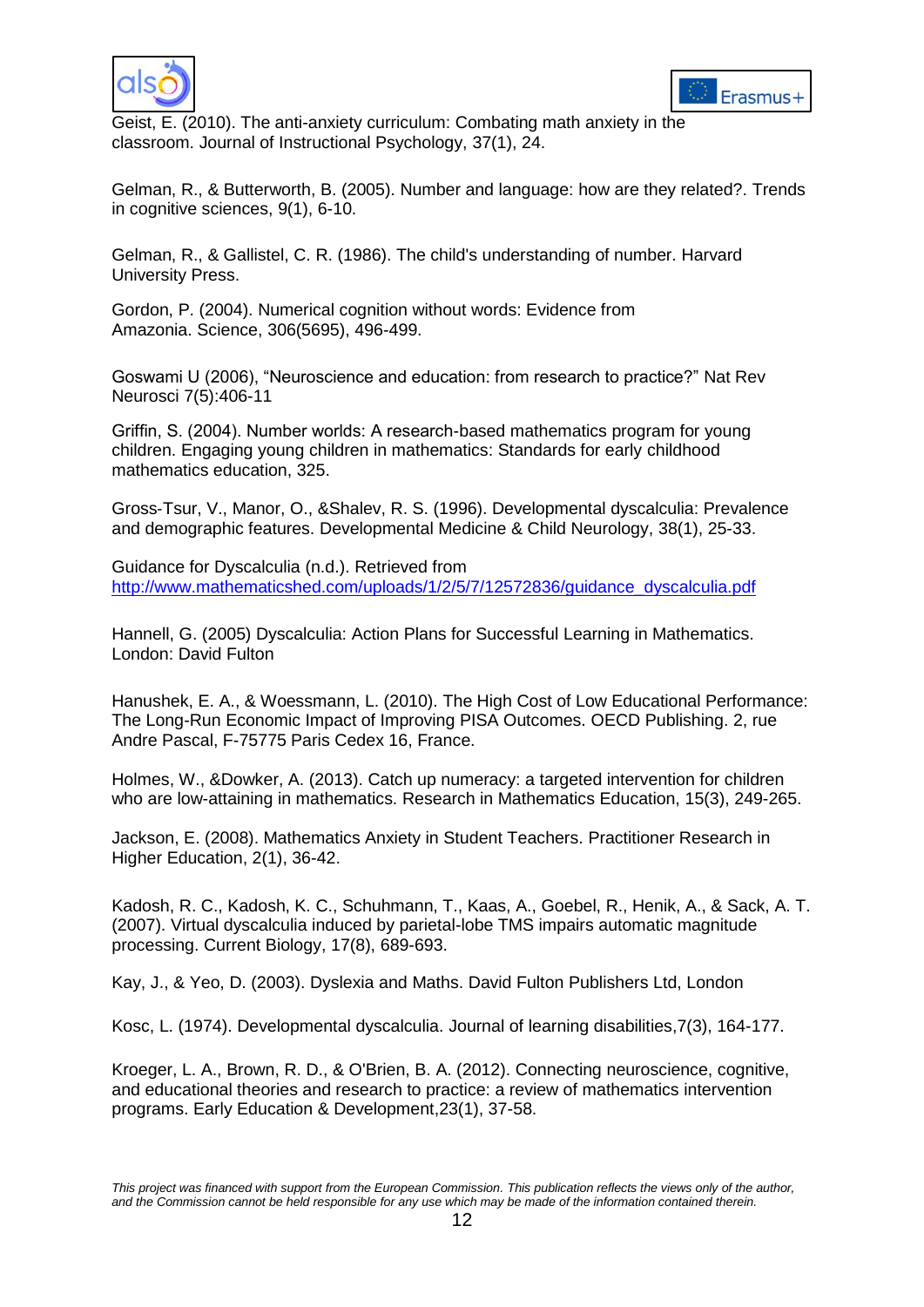Geist, E. (2010). The anti-anxiety curriculum: Combating math anxiety in the classroom. Journal of Instructional Psychology, 37(1), 24.

Gelman, R., & Butterworth, B. (2005). Number and language: how are they related?. Trends in cognitive sciences, 9(1), 6-10.

Gelman, R., & Gallistel, C. R. (1986). The child's understanding of number. Harvard University Press.

Gordon, P. (2004). Numerical cognition without words: Evidence from Amazonia. Science, 306(5695), 496-499.

Goswami U (2006), "Neuroscience and education: from research to practice?" Nat Rev Neurosci 7(5):406-11

Griffin, S. (2004). Number worlds: A research-based mathematics program for young children. Engaging young children in mathematics: Standards for early childhood mathematics education, 325.

Gross-Tsur, V., Manor, O., &Shalev, R. S. (1996). Developmental dyscalculia: Prevalence and demographic features. Developmental Medicine & Child Neurology, 38(1), 25-33.

Guidance for Dyscalculia (n.d.). Retrieved from http://www.mathematicshed.com/uploads/1/2/5/7/12572836/guidance_dyscalculia.pdf

Hannell, G. (2005) Dyscalculia: Action Plans for Successful Learning in Mathematics. London: David Fulton

Hanushek, E. A., & Woessmann, L. (2010). The High Cost of Low Educational Performance: The Long-Run Economic Impact of Improving PISA Outcomes. OECD Publishing. 2, rue Andre Pascal, F-75775 Paris Cedex 16, France.

Holmes, W., &Dowker, A. (2013). Catch up numeracy: a targeted intervention for children who are low-attaining in mathematics. Research in Mathematics Education, 15(3), 249-265.

Jackson, E. (2008). Mathematics Anxiety in Student Teachers. Practitioner Research in Higher Education, 2(1), 36-42.

Kadosh, R. C., Kadosh, K. C., Schuhmann, T., Kaas, A., Goebel, R., Henik, A., & Sack, A. T. (2007). Virtual dyscalculia induced by parietal-lobe TMS impairs automatic magnitude processing. Current Biology, 17(8), 689-693.

Kay, J., & Yeo, D. (2003). Dyslexia and Maths. David Fulton Publishers Ltd, London

Kosc, L. (1974). Developmental dyscalculia. Journal of learning disabilities,7(3), 164-177.

Kroeger, L. A., Brown, R. D., & O'Brien, B. A. (2012). Connecting neuroscience, cognitive, and educational theories and research to practice: a review of mathematics intervention programs. Early Education & Development,23(1), 37-58.

*This project was financed with support from the European Commission. This publication reflects the views only of the author, and the Commission cannot be held responsible for any use which may be made of the information contained therein.*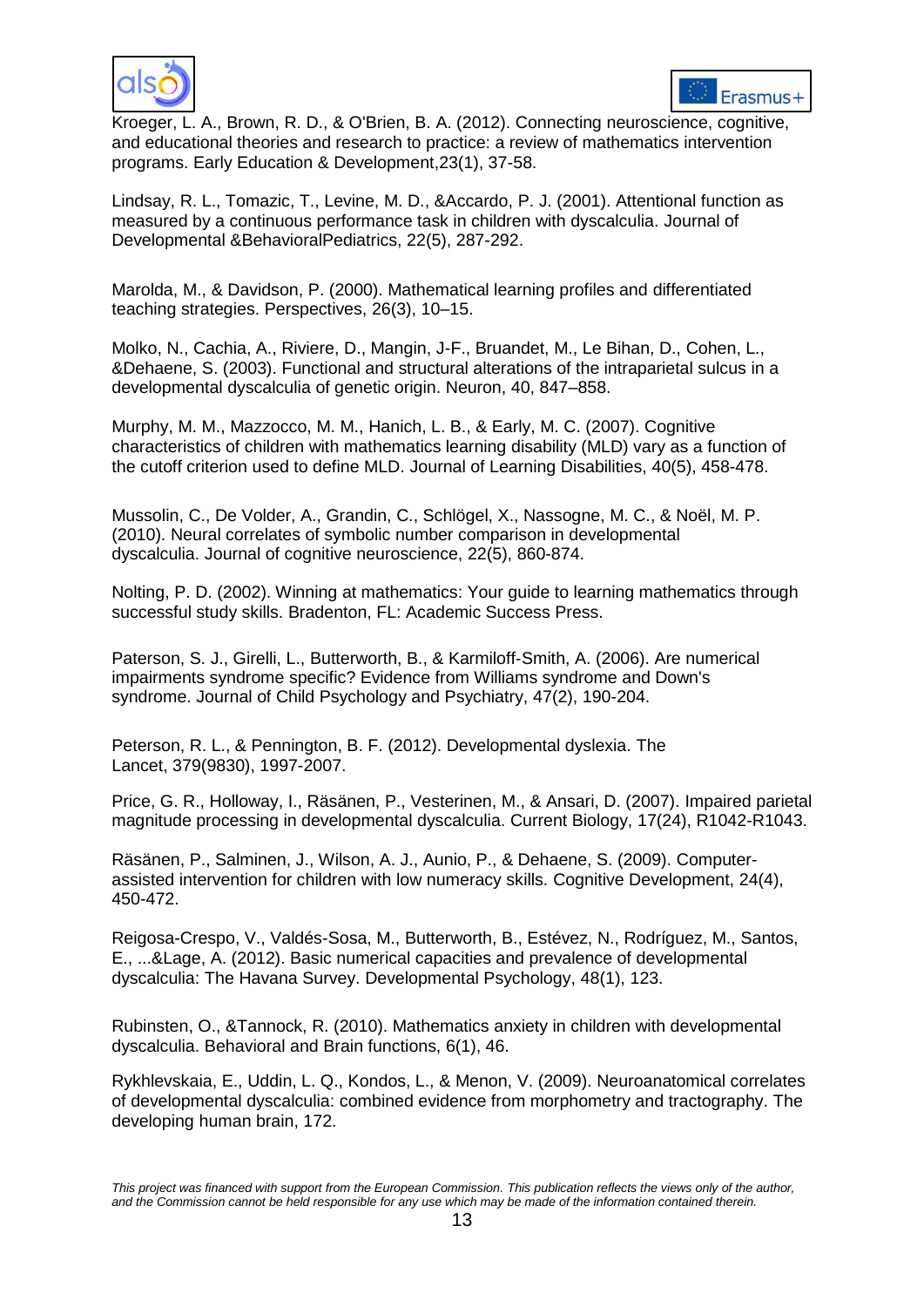Kroeger, L. A., Brown, R. D., & O'Brien, B. A. (2012). Connecting neuroscience, cognitive, and educational theories and research to practice: a review of mathematics intervention programs. Early Education & Development,23(1), 37-58.

Lindsay, R. L., Tomazic, T., Levine, M. D., &Accardo, P. J. (2001). Attentional function as measured by a continuous performance task in children with dyscalculia. Journal of Developmental &BehavioralPediatrics, 22(5), 287-292.

Marolda, M., & Davidson, P. (2000). Mathematical learning profiles and differentiated teaching strategies. Perspectives, 26(3), 10–15.

Molko, N., Cachia, A., Riviere, D., Mangin, J-F., Bruandet, M., Le Bihan, D., Cohen, L., &Dehaene, S. (2003). Functional and structural alterations of the intraparietal sulcus in a developmental dyscalculia of genetic origin. Neuron, 40, 847–858.

Murphy, M. M., Mazzocco, M. M., Hanich, L. B., & Early, M. C. (2007). Cognitive characteristics of children with mathematics learning disability (MLD) vary as a function of the cutoff criterion used to define MLD. Journal of Learning Disabilities, 40(5), 458-478.

Mussolin, C., De Volder, A., Grandin, C., Schlögel, X., Nassogne, M. C., & Noël, M. P. (2010). Neural correlates of symbolic number comparison in developmental dyscalculia. Journal of cognitive neuroscience, 22(5), 860-874.

Nolting, P. D. (2002). Winning at mathematics: Your guide to learning mathematics through successful study skills. Bradenton, FL: Academic Success Press.

Paterson, S. J., Girelli, L., Butterworth, B., & Karmiloff-Smith, A. (2006). Are numerical impairments syndrome specific? Evidence from Williams syndrome and Down's syndrome. Journal of Child Psychology and Psychiatry, 47(2), 190-204.

Peterson, R. L., & Pennington, B. F. (2012). Developmental dyslexia. The Lancet, 379(9830), 1997-2007.

Price, G. R., Holloway, I., Räsänen, P., Vesterinen, M., & Ansari, D. (2007). Impaired parietal magnitude processing in developmental dyscalculia. Current Biology, 17(24), R1042-R1043.

Räsänen, P., Salminen, J., Wilson, A. J., Aunio, P., & Dehaene, S. (2009). Computer-assisted intervention for children with low numeracy skills. Cognitive Development, 24(4), 450-472.

Reigosa-Crespo, V., Valdés-Sosa, M., Butterworth, B., Estévez, N., Rodríguez, M., Santos, E., ...&Lage, A. (2012). Basic numerical capacities and prevalence of developmental dyscalculia: The Havana Survey. Developmental Psychology, 48(1), 123.

Rubinsten, O., &Tannock, R. (2010). Mathematics anxiety in children with developmental dyscalculia. Behavioral and Brain functions, 6(1), 46.

Rykhlevskaia, E., Uddin, L. Q., Kondos, L., & Menon, V. (2009). Neuroanatomical correlates of developmental dyscalculia: combined evidence from morphometry and tractography. The developing human brain, 172.

*This project was financed with support from the European Commission. This publication reflects the views only of the author, and the Commission cannot be held responsible for any use which may be made of the information contained therein.*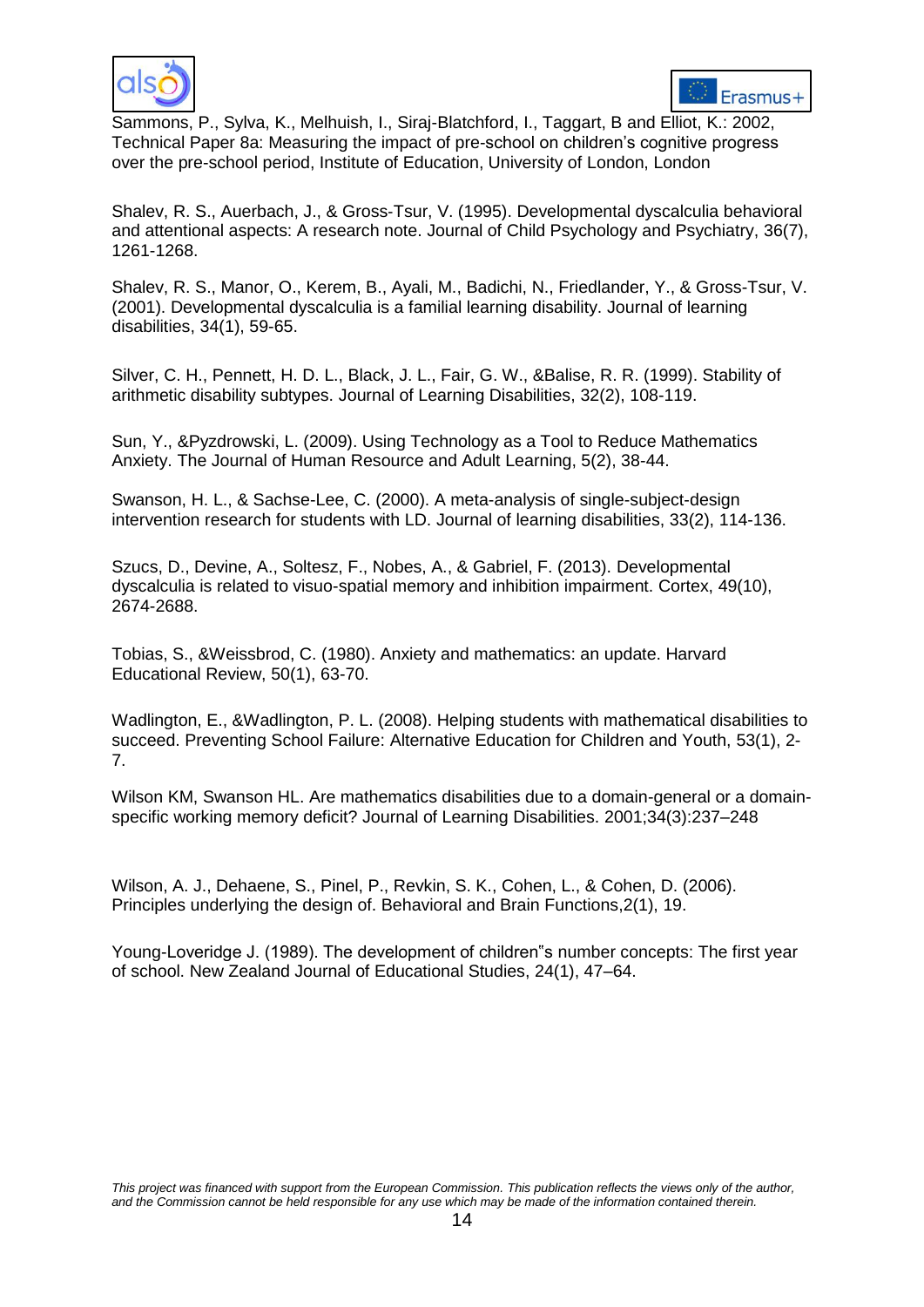Sammons, P., Sylva, K., Melhuish, I., Siraj-Blatchford, I., Taggart, B and Elliot, K.: 2002, Technical Paper 8a: Measuring the impact of pre-school on children's cognitive progress over the pre-school period, Institute of Education, University of London, London

Shalev, R. S., Auerbach, J., & Gross-Tsur, V. (1995). Developmental dyscalculia behavioral and attentional aspects: A research note. Journal of Child Psychology and Psychiatry, 36(7), 1261-1268.

Shalev, R. S., Manor, O., Kerem, B., Ayali, M., Badichi, N., Friedlander, Y., & Gross-Tsur, V. (2001). Developmental dyscalculia is a familial learning disability. Journal of learning disabilities, 34(1), 59-65.

Silver, C. H., Pennett, H. D. L., Black, J. L., Fair, G. W., &Balise, R. R. (1999). Stability of arithmetic disability subtypes. Journal of Learning Disabilities, 32(2), 108-119.

Sun, Y., &Pyzdrowski, L. (2009). Using Technology as a Tool to Reduce Mathematics Anxiety. The Journal of Human Resource and Adult Learning, 5(2), 38-44.

Swanson, H. L., & Sachse-Lee, C. (2000). A meta-analysis of single-subject-design intervention research for students with LD. Journal of learning disabilities, 33(2), 114-136.

Szucs, D., Devine, A., Soltesz, F., Nobes, A., & Gabriel, F. (2013). Developmental dyscalculia is related to visuo-spatial memory and inhibition impairment. Cortex, 49(10), 2674-2688.

Tobias, S., &Weissbrod, C. (1980). Anxiety and mathematics: an update. Harvard Educational Review, 50(1), 63-70.

Wadlington, E., &Wadlington, P. L. (2008). Helping students with mathematical disabilities to succeed. Preventing School Failure: Alternative Education for Children and Youth, 53(1), 2-7.

Wilson KM, Swanson HL. Are mathematics disabilities due to a domain-general or a domain-specific working memory deficit? Journal of Learning Disabilities. 2001;34(3):237–248

Wilson, A. J., Dehaene, S., Pinel, P., Revkin, S. K., Cohen, L., & Cohen, D. (2006). Principles underlying the design of. Behavioral and Brain Functions,2(1), 19.

Young-Loveridge J. (1989). The development of children"s number concepts: The first year of school. New Zealand Journal of Educational Studies, 24(1), 47–64.

*This project was financed with support from the European Commission. This publication reflects the views only of the author, and the Commission cannot be held responsible for any use which may be made of the information contained therein.*